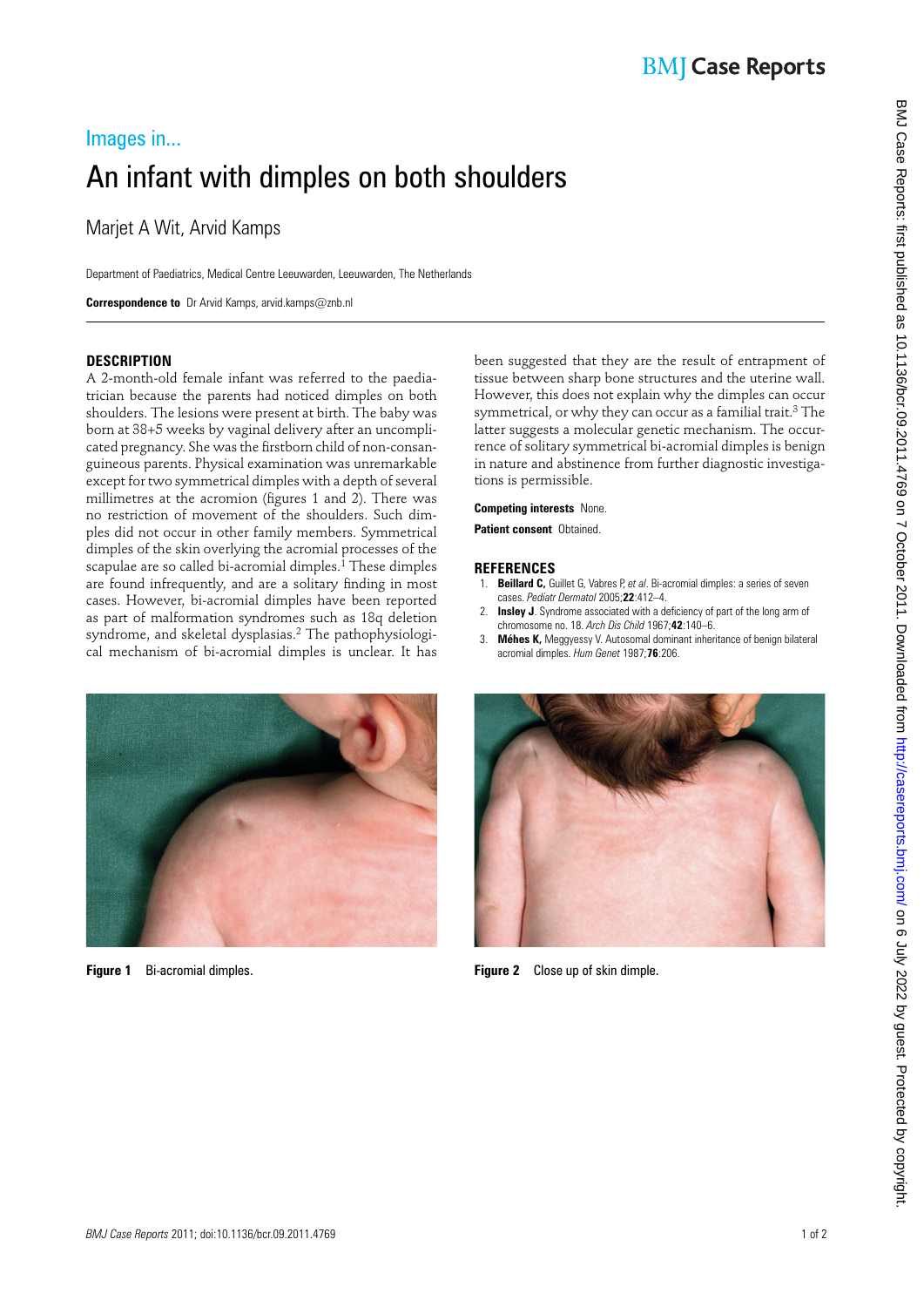Images in...

# An infant with dimples on both shoulders

Marjet A Wit, Arvid Kamps

Department of Paediatrics, Medical Centre Leeuwarden, Leeuwarden, The Netherlands

**Correspondence to** Dr Arvid Kamps, arvid.kamps@znb.nl

## DESCRIPTION

A 2-month-old female infant was referred to the paediatrician because the parents had noticed dimples on both shoulders. The lesions were present at birth. The baby was born at 38+5 weeks by vaginal delivery after an uncomplicated pregnancy. She was the firstborn child of non-consanguineous parents. Physical examination was unremarkable except for two symmetrical dimples with a depth of several millimetres at the acromion (figures 1 and 2). There was no restriction of movement of the shoulders. Such dimples did not occur in other family members. Symmetrical dimples of the skin overlying the acromial processes of the scapulae are so called bi-acromial dimples.[1] These dimples are found infrequently, and are a solitary finding in most cases. However, bi-acromial dimples have been reported as part of malformation syndromes such as 18q deletion syndrome, and skeletal dysplasias.[2] The pathophysiological mechanism of bi-acromial dimples is unclear. It has been suggested that they are the result of entrapment of tissue between sharp bone structures and the uterine wall. However, this does not explain why the dimples can occur symmetrical, or why they can occur as a familial trait.[3] The latter suggests a molecular genetic mechanism. The occurrence of solitary symmetrical bi-acromial dimples is benign in nature and abstinence from further diagnostic investigations is permissible.

**Competing interests** None.

**Patient consent** Obtained.

## REFERENCES

1. **Beillard C,** Guillet G, Vabres P, *et al*. Bi-acromial dimples: a series of seven cases. *Pediatr Dermatol* 2005;**22**:412–4.
2. **Insley J**. Syndrome associated with a deficiency of part of the long arm of chromosome no. 18. *Arch Dis Child* 1967;**42**:140–6.
3. **Méhes K,** Meggyessy V. Autosomal dominant inheritance of benign bilateral acromial dimples. *Hum Genet* 1987;**76**:206.

**Figure 1** Bi-acromial dimples.

**Figure 2** Close up of skin dimple.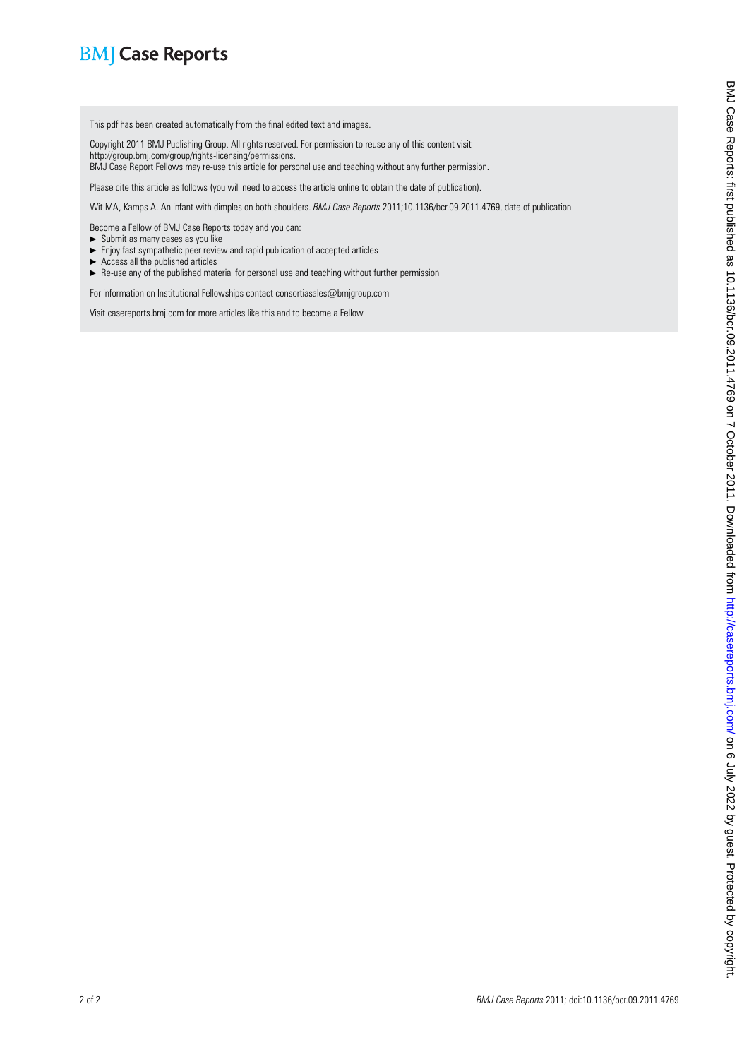# BMJ Case Reports

This pdf has been created automatically from the final edited text and images.

Copyright 2011 BMJ Publishing Group. All rights reserved. For permission to reuse any of this content visit
http://group.bmj.com/group/rights-licensing/permissions.
BMJ Case Report Fellows may re-use this article for personal use and teaching without any further permission.

Please cite this article as follows (you will need to access the article online to obtain the date of publication).

Wit MA, Kamps A. An infant with dimples on both shoulders. *BMJ Case Reports* 2011;10.1136/bcr.09.2011.4769, date of publication

Become a Fellow of BMJ Case Reports today and you can:

- Submit as many cases as you like
- Enjoy fast sympathetic peer review and rapid publication of accepted articles
- Access all the published articles
- Re-use any of the published material for personal use and teaching without further permission

For information on Institutional Fellowships contact consortiasales@bmjgroup.com

Visit casereports.bmj.com for more articles like this and to become a Fellow